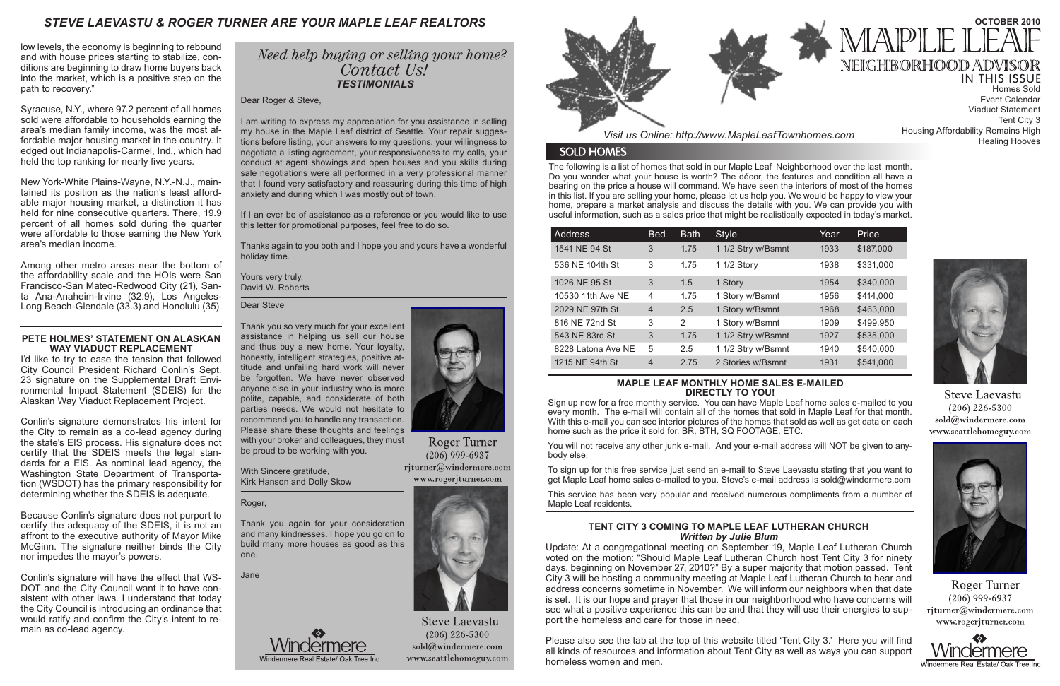# STEVE LAEVASTU & ROGER TURNER ARE YOUR MAPLE LEAF REALTORS

low levels, the economy is beginning to rebound and with house prices starting to stabilize, conditions are beginning to draw home buyers back into the market, which is a positive step on the path to recovery."

Syracuse, N.Y., where 97.2 percent of all homes sold were affordable to households earning the area's median family income, was the most affordable major housing market in the country. It edged out Indianapolis-Carmel, Ind., which had held the top ranking for nearly five years.

New York-White Plains-Wayne, N.Y.-N.J., maintained its position as the nation's least affordable major housing market, a distinction it has held for nine consecutive quarters. There, 19.9 percent of all homes sold during the quarter were affordable to those earning the New York area's median income.

Among other metro areas near the bottom of the affordability scale and the HOIs were San Francisco-San Mateo-Redwood City (21), Santa Ana-Anaheim-Irvine (32.9), Los Angeles-Long Beach-Glendale (33.3) and Honolulu (35).

### PETE HOLMES' STATEMENT ON ALASKAN WAY VIADUCT REPLACEMENT

I'd like to try to ease the tension that followed City Council President Richard Conlin's Sept. 23 signature on the Supplemental Draft Environmental Impact Statement (SDEIS) for the Alaskan Way Viaduct Replacement Project.

Conlin's signature demonstrates his intent for the City to remain as a co-lead agency during the state's EIS process. His signature does not certify that the SDEIS meets the legal standards for a EIS. As nominal lead agency, the Washington State Department of Transportation (WSDOT) has the primary responsibility for determining whether the SDEIS is adequate.

Because Conlin's signature does not purport to certify the adequacy of the SDEIS, it is not an affront to the executive authority of Mayor Mike McGinn. The signature neither binds the City nor impedes the mayor's powers.

Conlin's signature will have the effect that WSDOT and the City Council want it to have consistent with other laws. I understand that today the City Council is introducing an ordinance that would ratify and confirm the City's intent to remain as co-lead agency.

## *Need help buying or selling your home? Contact Us!*

### *TESTIMONIALS*

Dear Roger & Steve,

I am writing to express my appreciation for you assistance in selling my house in the Maple Leaf district of Seattle. Your repair suggestions before listing, your answers to my questions, your willingness to negotiate a listing agreement, your responsiveness to my calls, your conduct at agent showings and open houses and you skills during sale negotiations were all performed in a very professional manner that I found very satisfactory and reassuring during this time of high anxiety and during which I was mostly out of town.

If I an ever be of assistance as a reference or you would like to use this letter for promotional purposes, feel free to do so.

Thanks again to you both and I hope you and yours have a wonderful holiday time.

Yours very truly,
David W. Roberts

Dear Steve

Thank you so very much for your excellent assistance in helping us sell our house and thus buy a new home. Your loyalty, honestly, intelligent strategies, positive attitude and unfailing hard work will never be forgotten. We have never observed anyone else in your industry who is more polite, capable, and considerate of both parties needs. We would not hesitate to recommend you to handle any transaction. Please share these thoughts and feelings with your broker and colleagues, they must be proud to be working with you.

With Sincere gratitude,
Kirk Hanson and Dolly Skow

Roger,

Thank you again for your consideration and many kindnesses. I hope you go on to build many more houses as good as this one.

Jane

Roger Turner
(206) 999-6937
rjturner@windermere.com
www.rogerjturner.com

Steve Laevastu
(206) 226-5300
sold@windermere.com
www.seattlehomeguy.com

Windermere Real Estate/ Oak Tree Inc

# MAPLE LEAF NEIGHBORHOOD ADVISOR

OCTOBER 2010

## IN THIS ISSUE

Homes Sold
Event Calendar
Viaduct Statement
Tent City 3
Housing Affordability Remains High
Healing Hooves

*Visit us Online: http://www.MapleLeafTownhomes.com*

## SOLD HOMES

The following is a list of homes that sold in our Maple Leaf Neighborhood over the last month. Do you wonder what your house is worth? The décor, the features and condition all have a bearing on the price a house will command. We have seen the interiors of most of the homes in this list. If you are selling your home, please let us help you. We would be happy to view your home, prepare a market analysis and discuss the details with you. We can provide you with useful information, such as a sales price that might be realistically expected in today's market.

| Address | Bed | Bath | Style | Year | Price |
|---|---|---|---|---|---|
| 1541 NE 94 St | 3 | 1.75 | 1 1/2 Stry w/Bsmnt | 1933 | $187,000 |
| 536 NE 104th St | 3 | 1.75 | 1 1/2 Story | 1938 | $331,000 |
| 1026 NE 95 St | 3 | 1.5 | 1 Story | 1954 | $340,000 |
| 10530 11th Ave NE | 4 | 1.75 | 1 Story w/Bsmnt | 1956 | $414,000 |
| 2029 NE 97th St | 4 | 2.5 | 1 Story w/Bsmnt | 1968 | $463,000 |
| 816 NE 72nd St | 3 | 2 | 1 Story w/Bsmnt | 1909 | $499,950 |
| 543 NE 83rd St | 3 | 1.75 | 1 1/2 Stry w/Bsmnt | 1927 | $535,000 |
| 8228 Latona Ave NE | 5 | 2.5 | 1 1/2 Stry w/Bsmnt | 1940 | $540,000 |
| 1215 NE 94th St | 4 | 2.75 | 2 Stories w/Bsmnt | 1931 | $541,000 |

### MAPLE LEAF MONTHLY HOME SALES E-MAILED DIRECTLY TO YOU!

Sign up now for a free monthly service. You can have Maple Leaf home sales e-mailed to you every month. The e-mail will contain all of the homes that sold in Maple Leaf for that month. With this e-mail you can see interior pictures of the homes that sold as well as get data on each home such as the price it sold for, BR, BTH, SQ FOOTAGE, ETC.

You will not receive any other junk e-mail. And your e-mail address will NOT be given to anybody else.

To sign up for this free service just send an e-mail to Steve Laevastu stating that you want to get Maple Leaf home sales e-mailed to you. Steve's e-mail address is sold@windermere.com

This service has been very popular and received numerous compliments from a number of Maple Leaf residents.

### TENT CITY 3 COMING TO MAPLE LEAF LUTHERAN CHURCH

***Written by Julie Blum***

Update: At a congregational meeting on September 19, Maple Leaf Lutheran Church voted on the motion: "Should Maple Leaf Lutheran Church host Tent City 3 for ninety days, beginning on November 27, 2010?" By a super majority that motion passed. Tent City 3 will be hosting a community meeting at Maple Leaf Lutheran Church to hear and address concerns sometime in November. We will inform our neighbors when that date is set. It is our hope and prayer that those in our neighborhood who have concerns will see what a positive experience this can be and that they will use their energies to support the homeless and care for those in need.

Please also see the tab at the top of this website titled 'Tent City 3.' Here you will find all kinds of resources and information about Tent City as well as ways you can support homeless women and men.

Steve Laevastu
(206) 226-5300
sold@windermere.com
www.seattlehomeguy.com

Roger Turner
(206) 999-6937
rjturner@windermere.com
www.rogerjturner.com

Windermere Real Estate/ Oak Tree Inc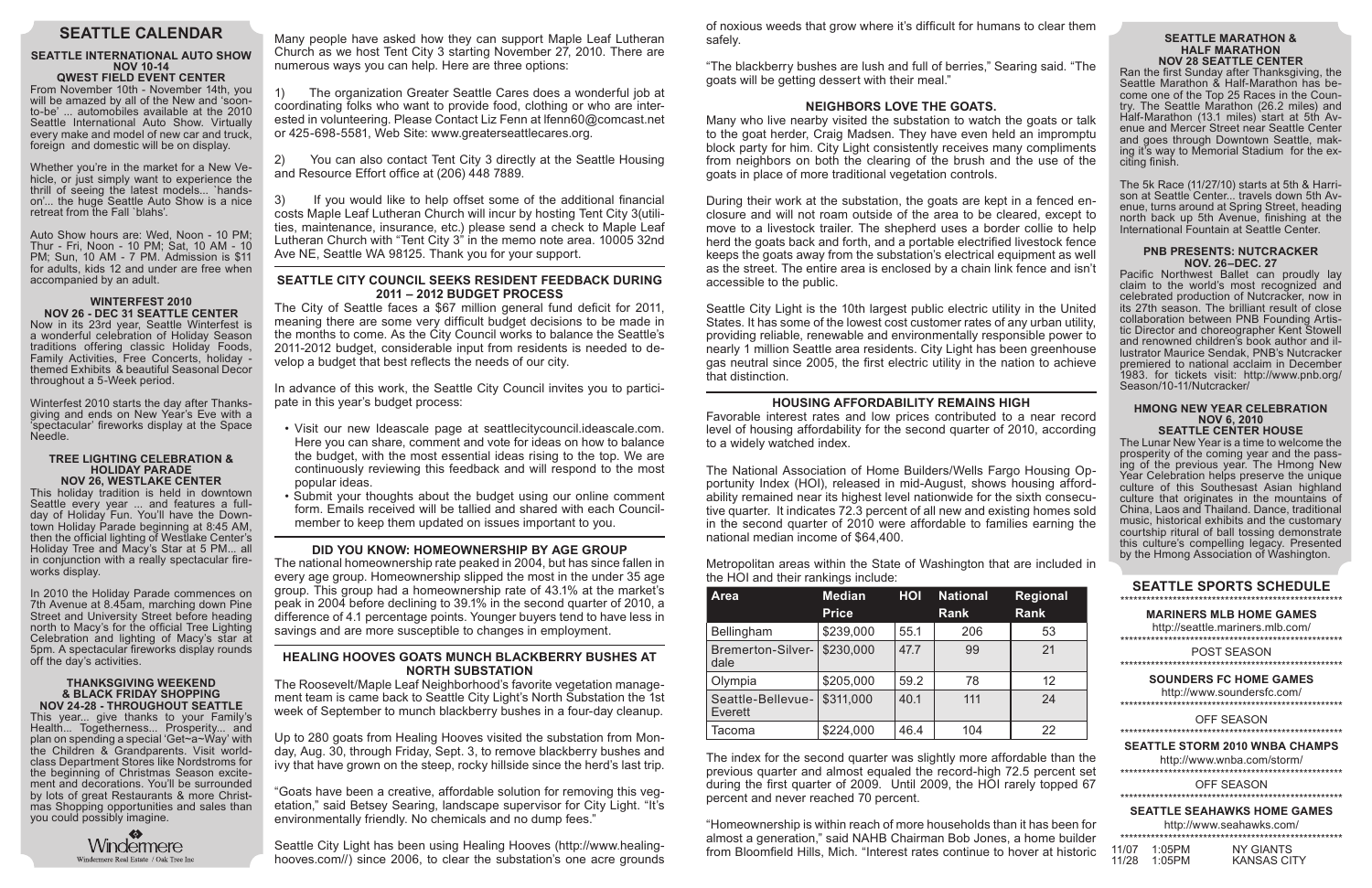# SEATTLE CALENDAR

### SEATTLE INTERNATIONAL AUTO SHOW
### NOV 10-14
### QWEST FIELD EVENT CENTER

From November 10th - November 14th, you will be amazed by all of the New and 'soon-to-be' ... automobiles available at the 2010 Seattle International Auto Show. Virtually every make and model of new car and truck, foreign and domestic will be on display.

Whether you're in the market for a New Vehicle, or just simply want to experience the thrill of seeing the latest models... 'hands-on'... the huge Seattle Auto Show is a nice retreat from the Fall `blahs'.

Auto Show hours are: Wed, Noon - 10 PM; Thur - Fri, Noon - 10 PM; Sat, 10 AM - 10 PM; Sun, 10 AM - 7 PM. Admission is $11 for adults, kids 12 and under are free when accompanied by an adult.

### WINTERFEST 2010
### NOV 26 - DEC 31 SEATTLE CENTER

Now in its 23rd year, Seattle Winterfest is a wonderful celebration of Holiday Season traditions offering classic Holiday Foods, Family Activities, Free Concerts, holiday - themed Exhibits & beautiful Seasonal Decor throughout a 5-Week period.

Winterfest 2010 starts the day after Thanksgiving and ends on New Year's Eve with a 'spectacular' fireworks display at the Space Needle.

### TREE LIGHTING CELEBRATION & HOLIDAY PARADE
### NOV 26, WESTLAKE CENTER

This holiday tradition is held in downtown Seattle every year ... and features a full-day of Holiday Fun. You'll have the Downtown Holiday Parade beginning at 8:45 AM, then the official lighting of Westlake Center's Holiday Tree and Macy's Star at 5 PM... all in conjunction with a really spectacular fireworks display.

In 2010 the Holiday Parade commences on 7th Avenue at 8.45am, marching down Pine Street and University Street before heading north to Macy's for the official Tree Lighting Celebration and lighting of Macy's star at 5pm. A spectacular fireworks display rounds off the day's activities.

### THANKSGIVING WEEKEND & BLACK FRIDAY SHOPPING
### NOV 24-28 - THROUGHOUT SEATTLE

This year... give thanks to your Family's Health... Togetherness... Prosperity... and plan on spending a special 'Get~a~Way' with the Children & Grandparents. Visit world-class Department Stores like Nordstroms for the beginning of Christmas Season excitement and decorations. You'll be surrounded by lots of great Restaurants & more Christmas Shopping opportunities and sales than you could possibly imagine.

Windermere
Windermere Real Estate / Oak Tree Inc

Many people have asked how they can support Maple Leaf Lutheran Church as we host Tent City 3 starting November 27, 2010. There are numerous ways you can help. Here are three options:

1) The organization Greater Seattle Cares does a wonderful job at coordinating folks who want to provide food, clothing or who are interested in volunteering. Please Contact Liz Fenn at lfenn60@comcast.net or 425-698-5581, Web Site: www.greaterseattlecares.org.

2) You can also contact Tent City 3 directly at the Seattle Housing and Resource Effort office at (206) 448 7889.

3) If you would like to help offset some of the additional financial costs Maple Leaf Lutheran Church will incur by hosting Tent City 3(utilities, maintenance, insurance, etc.) please send a check to Maple Leaf Lutheran Church with "Tent City 3" in the memo note area. 10005 32nd Ave NE, Seattle WA 98125. Thank you for your support.

## SEATTLE CITY COUNCIL SEEKS RESIDENT FEEDBACK DURING 2011 – 2012 BUDGET PROCESS

The City of Seattle faces a $67 million general fund deficit for 2011, meaning there are some very difficult budget decisions to be made in the months to come. As the City Council works to balance the Seattle's 2011-2012 budget, considerable input from residents is needed to develop a budget that best reflects the needs of our city.

In advance of this work, the Seattle City Council invites you to participate in this year's budget process:

- Visit our new Ideascale page at seattlecitycouncil.ideascale.com. Here you can share, comment and vote for ideas on how to balance the budget, with the most essential ideas rising to the top. We are continuously reviewing this feedback and will respond to the most popular ideas.
- Submit your thoughts about the budget using our online comment form. Emails received will be tallied and shared with each Councilmember to keep them updated on issues important to you.

## DID YOU KNOW: HOMEOWNERSHIP BY AGE GROUP

The national homeownership rate peaked in 2004, but has since fallen in every age group. Homeownership slipped the most in the under 35 age group. This group had a homeownership rate of 43.1% at the market's peak in 2004 before declining to 39.1% in the second quarter of 2010, a difference of 4.1 percentage points. Younger buyers tend to have less in savings and are more susceptible to changes in employment.

## HEALING HOOVES GOATS MUNCH BLACKBERRY BUSHES AT NORTH SUBSTATION

The Roosevelt/Maple Leaf Neighborhood's favorite vegetation management team is came back to Seattle City Light's North Substation the 1st week of September to munch blackberry bushes in a four-day cleanup.

Up to 280 goats from Healing Hooves visited the substation from Monday, Aug. 30, through Friday, Sept. 3, to remove blackberry bushes and ivy that have grown on the steep, rocky hillside since the herd's last trip.

"Goats have been a creative, affordable solution for removing this vegetation," said Betsey Searing, landscape supervisor for City Light. "It's environmentally friendly. No chemicals and no dump fees."

Seattle City Light has been using Healing Hooves (http://www.healinghooves.com//) since 2006, to clear the substation's one acre grounds of noxious weeds that grow where it's difficult for humans to clear them safely.

"The blackberry bushes are lush and full of berries," Searing said. "The goats will be getting dessert with their meal."

### NEIGHBORS LOVE THE GOATS.

Many who live nearby visited the substation to watch the goats or talk to the goat herder, Craig Madsen. They have even held an impromptu block party for him. City Light consistently receives many compliments from neighbors on both the clearing of the brush and the use of the goats in place of more traditional vegetation controls.

During their work at the substation, the goats are kept in a fenced enclosure and will not roam outside of the area to be cleared, except to move to a livestock trailer. The shepherd uses a border collie to help herd the goats back and forth, and a portable electrified livestock fence keeps the goats away from the substation's electrical equipment as well as the street. The entire area is enclosed by a chain link fence and isn't accessible to the public.

Seattle City Light is the 10th largest public electric utility in the United States. It has some of the lowest cost customer rates of any urban utility, providing reliable, renewable and environmentally responsible power to nearly 1 million Seattle area residents. City Light has been greenhouse gas neutral since 2005, the first electric utility in the nation to achieve that distinction.

## HOUSING AFFORDABILITY REMAINS HIGH

Favorable interest rates and low prices contributed to a near record level of housing affordability for the second quarter of 2010, according to a widely watched index.

The National Association of Home Builders/Wells Fargo Housing Opportunity Index (HOI), released in mid-August, shows housing affordability remained near its highest level nationwide for the sixth consecutive quarter. It indicates 72.3 percent of all new and existing homes sold in the second quarter of 2010 were affordable to families earning the national median income of $64,400.

Metropolitan areas within the State of Washington that are included in the HOI and their rankings include:

| Area | Median Price | HOI | National Rank | Regional Rank |
|---|---|---|---|---|
| Bellingham | $239,000 | 55.1 | 206 | 53 |
| Bremerton-Silverdale | $230,000 | 47.7 | 99 | 21 |
| Olympia | $205,000 | 59.2 | 78 | 12 |
| Seattle-Bellevue-Everett | $311,000 | 40.1 | 111 | 24 |
| Tacoma | $224,000 | 46.4 | 104 | 22 |

The index for the second quarter was slightly more affordable than the previous quarter and almost equaled the record-high 72.5 percent set during the first quarter of 2009. Until 2009, the HOI rarely topped 67 percent and never reached 70 percent.

"Homeownership is within reach of more households than it has been for almost a generation," said NAHB Chairman Bob Jones, a home builder from Bloomfield Hills, Mich. "Interest rates continue to hover at historic

### SEATTLE MARATHON & HALF MARATHON
### NOV 28 SEATTLE CENTER

Ran the first Sunday after Thanksgiving, the Seattle Marathon & Half-Marathon has become one of the Top 25 Races in the Country. The Seattle Marathon (26.2 miles) and Half-Marathon (13.1 miles) start at 5th Avenue and Mercer Street near Seattle Center and goes through Downtown Seattle, making it's way to Memorial Stadium for the exciting finish.

The 5k Race (11/27/10) starts at 5th & Harrison at Seattle Center... travels down 5th Avenue, turns around at Spring Street, heading north back up 5th Avenue, finishing at the International Fountain at Seattle Center.

### PNB PRESENTS: NUTCRACKER
### NOV. 26–DEC. 27

Pacific Northwest Ballet can proudly lay claim to the world's most recognized and celebrated production of Nutcracker, now in its 27th season. The brilliant result of close collaboration between PNB Founding Artistic Director and choreographer Kent Stowell and renowned children's book author and illustrator Maurice Sendak, PNB's Nutcracker premiered to national acclaim in December 1983. for tickets visit: http://www.pnb.org/Season/10-11/Nutcracker/

### HMONG NEW YEAR CELEBRATION
### NOV 6, 2010
### SEATTLE CENTER HOUSE

The Lunar New Year is a time to welcome the prosperity of the coming year and the passing of the previous year. The Hmong New Year Celebration helps preserve the unique culture of this Southeast Asian highland culture that originates in the mountains of China, Laos and Thailand. Dance, traditional music, historical exhibits and the customary courtship ritural of ball tossing demonstrate this culture's compelling legacy. Presented by the Hmong Association of Washington.

## SEATTLE SPORTS SCHEDULE

**MARINERS MLB HOME GAMES**
http://seattle.mariners.mlb.com/

POST SEASON

**SOUNDERS FC HOME GAMES**
http://www.soundersfc.com/

OFF SEASON

**SEATTLE STORM 2010 WNBA CHAMPS**
http://www.wnba.com/storm/

OFF SEASON

**SEATTLE SEAHAWKS HOME GAMES**
http://www.seahawks.com/

| | | |
|---|---|---|
| 11/07 | 1:05PM | NY GIANTS |
| 11/28 | 1:05PM | KANSAS CITY |